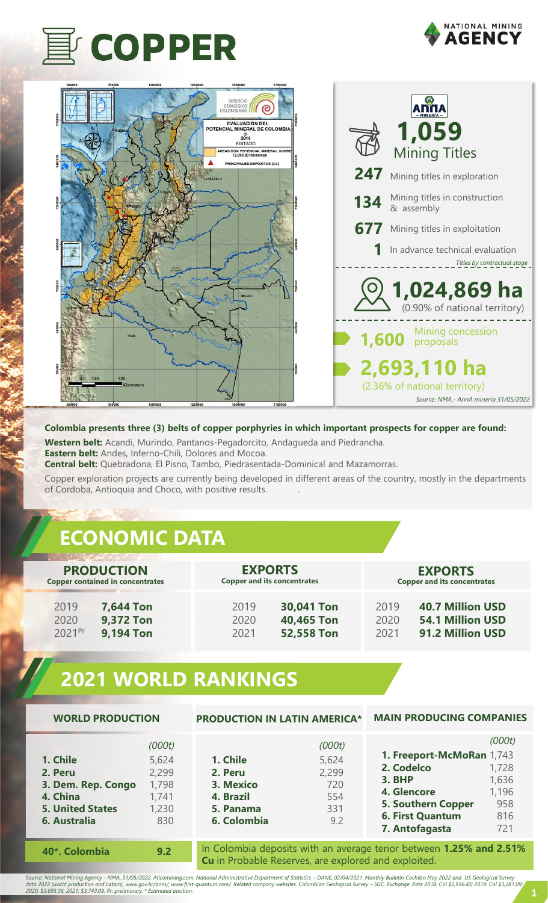# COPPER

NATIONAL MINING AGENCY

**1,059** Mining Titles

**247** Mining titles in exploration

**134** Mining titles in construction & assembly

**677** Mining titles in exploitation

**1** In advance technical evaluation

*Titles by contractual stage*

**1,024,869 ha** (0.90% of national territory)

**1,600** Mining concession proposals

**2,693,110 ha** (2.36% of national territory)

*Source: NMA,- AnnA mineria 31/05/2022*

**Colombia presents three (3) belts of copper porphyries in which important prospects for copper are found:**

**Western belt:** Acandi, Murindo, Pantanos-Pegadorcito, Andagueda and Piedrancha.
**Eastern belt:** Andes, Inferno-Chili, Dolores and Mocoa.
**Central belt:** Quebradona, El Pisno, Tambo, Piedrasentada-Dominical and Mazamorras.

Copper exploration projects are currently being developed in different areas of the country, mostly in the departments of Cordoba, Antioquia and Choco, with positive results.

## ECONOMIC DATA

| PRODUCTION Copper contained in concentrates | | EXPORTS Copper and its concentrates | | EXPORTS Copper and its concentrates | |
|---|---|---|---|---|---|
| 2019 | **7,644 Ton** | 2019 | **30,041 Ton** | 2019 | **40.7 Million USD** |
| 2020 | **9,372 Ton** | 2020 | **40,465 Ton** | 2020 | **54.1 Million USD** |
| 2021[Pr] | **9,194 Ton** | 2021 | **52,558 Ton** | 2021 | **91.2 Million USD** |

## 2021 WORLD RANKINGS

| WORLD PRODUCTION | (000t) |
|---|---|
| **1. Chile** | 5,624 |
| **2. Peru** | 2,299 |
| **3. Dem. Rep. Congo** | 1,798 |
| **4. China** | 1,741 |
| **5. United States** | 1,230 |
| **6. Australia** | 830 |
| **40*. Colombia** | **9.2** |

| PRODUCTION IN LATIN AMERICA* | (000t) |
|---|---|
| **1. Chile** | 5,624 |
| **2. Peru** | 2,299 |
| **3. Mexico** | 720 |
| **4. Brazil** | 554 |
| **5. Panama** | 331 |
| **6. Colombia** | 9.2 |

| MAIN PRODUCING COMPANIES | (000t) |
|---|---|
| **1. Freeport-McMoRan** | 1,743 |
| **2. Codelco** | 1,728 |
| **3. BHP** | 1,636 |
| **4. Glencore** | 1,196 |
| **5. Southern Copper** | 958 |
| **6. First Quantum** | 816 |
| **7. Antofagasta** | 721 |

In Colombia deposits with an average tenor between **1.25% and 2.51% Cu** in Probable Reserves, are explored and exploited.

*Source: National Mining Agency – NMA, 31/05/2022. Aticomining.com. National Administrative Department of Statistics – DANE, 02/04/2021. Monthly Bulletin Cochilco May 2022 and US Geological Survey data 2022 (world production and Latam), www.gov.br/anm/, www.first-quantum.com/. Related company websites. Colombian Geological Survey – SGC. Exchange. Rate 2018: Col $2,956.43; 2019: Col $3,281.09; 2020: $3,693.36; 2021: $3,743.09. Pr: preliminary. * Estimated position.*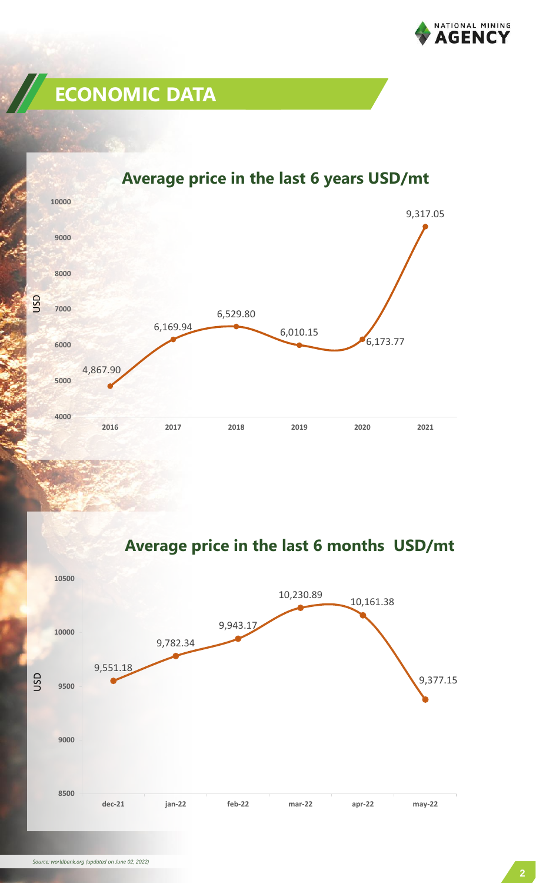## ECONOMIC DATA

### Average price in the last 6 years USD/mt

| Year | USD |
|---|---|
| 2016 | 4,867.90 |
| 2017 | 6,169.94 |
| 2018 | 6,529.80 |
| 2019 | 6,010.15 |
| 2020 | 6,173.77 |
| 2021 | 9,317.05 |

### Average price in the last 6 months USD/mt

| Month | USD |
|---|---|
| dec-21 | 9,551.18 |
| jan-22 | 9,782.34 |
| feb-22 | 9,943.17 |
| mar-22 | 10,230.89 |
| apr-22 | 10,161.38 |
| may-22 | 9,377.15 |

*Source: worldbank.org (updated on June 02, 2022)*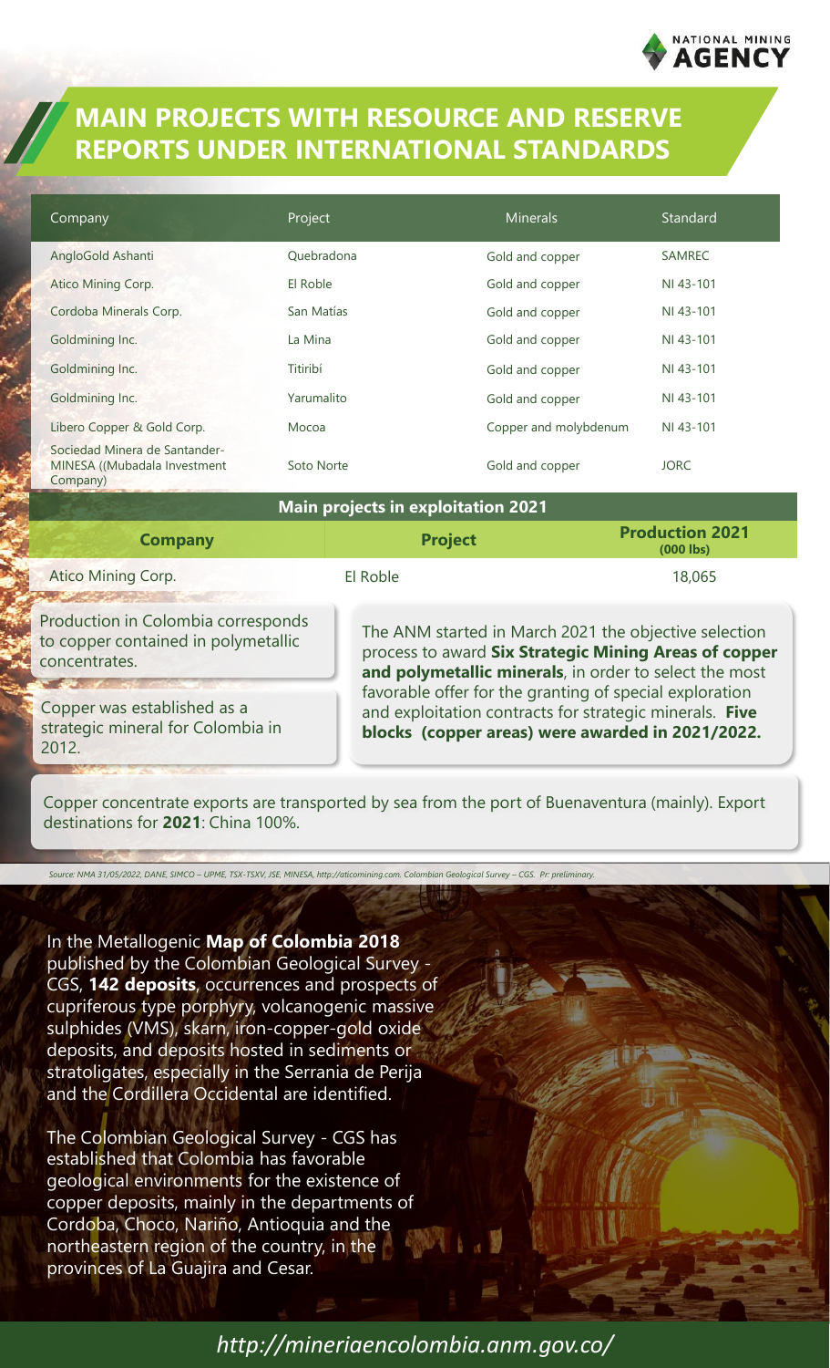# MAIN PROJECTS WITH RESOURCE AND RESERVE REPORTS UNDER INTERNATIONAL STANDARDS

| Company | Project | Minerals | Standard |
|---|---|---|---|
| AngloGold Ashanti | Quebradona | Gold and copper | SAMREC |
| Atico Mining Corp. | El Roble | Gold and copper | NI 43-101 |
| Cordoba Minerals Corp. | San Matías | Gold and copper | NI 43-101 |
| Goldmining Inc. | La Mina | Gold and copper | NI 43-101 |
| Goldmining Inc. | Titiribí | Gold and copper | NI 43-101 |
| Goldmining Inc. | Yarumalito | Gold and copper | NI 43-101 |
| Libero Copper & Gold Corp. | Mocoa | Copper and molybdenum | NI 43-101 |
| Sociedad Minera de Santander- MINESA ((Mubadala Investment Company) | Soto Norte | Gold and copper | JORC |

**Main projects in exploitation 2021**

| Company | Project | Production 2021 (000 lbs) |
|---|---|---|
| Atico Mining Corp. | El Roble | 18,065 |

Production in Colombia corresponds to copper contained in polymetallic concentrates.

Copper was established as a strategic mineral for Colombia in 2012.

The ANM started in March 2021 the objective selection process to award **Six Strategic Mining Areas of copper and polymetallic minerals**, in order to select the most favorable offer for the granting of special exploration and exploitation contracts for strategic minerals. **Five blocks (copper areas) were awarded in 2021/2022.**

Copper concentrate exports are transported by sea from the port of Buenaventura (mainly). Export destinations for **2021**: China 100%.

*Source: NMA 31/05/2022, DANE, SIMCO – UPME, TSX-TSXV, JSE, MINESA, http://aticomining.com. Colombian Geological Survey – CGS. Pr: preliminary.*

In the Metallogenic **Map of Colombia 2018** published by the Colombian Geological Survey - CGS, **142 deposits**, occurrences and prospects of cupriferous type porphyry, volcanogenic massive sulphides (VMS), skarn, iron-copper-gold oxide deposits, and deposits hosted in sediments or stratoligates, especially in the Serrania de Perija and the Cordillera Occidental are identified.

The Colombian Geological Survey - CGS has established that Colombia has favorable geological environments for the existence of copper deposits, mainly in the departments of Cordoba, Choco, Nariño, Antioquia and the northeastern region of the country, in the provinces of La Guajira and Cesar.

*http://mineriaencolombia.anm.gov.co/*